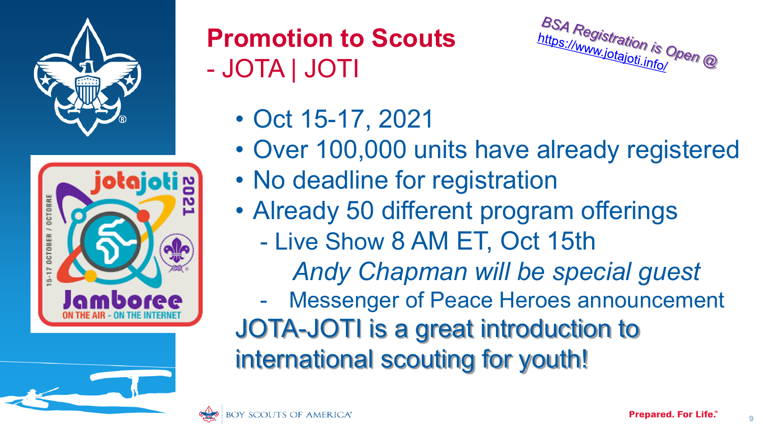# Promotion to Scouts
## - JOTA | JOTI

BSA Registration is Open @ https://www.jotajoti.info/

- Oct 15-17, 2021
- Over 100,000 units have already registered
- No deadline for registration
- Already 50 different program offerings
  - Live Show 8 AM ET, Oct 15th
    - *Andy Chapman will be special guest*
  - Messenger of Peace Heroes announcement

JOTA-JOTI is a great introduction to international scouting for youth!

BOY SCOUTS OF AMERICA

Prepared. For Life.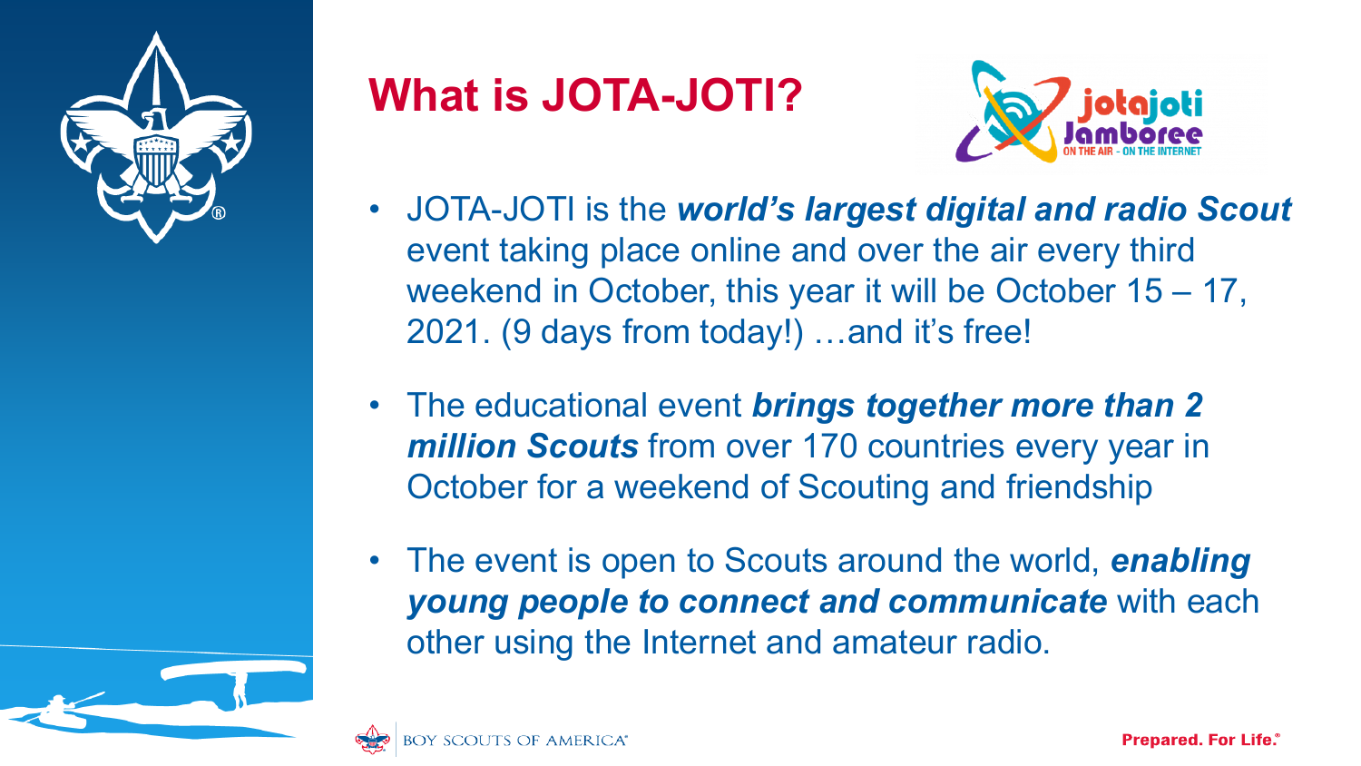# What is JOTA-JOTI?

- JOTA-JOTI is the ***world's largest digital and radio Scout*** event taking place online and over the air every third weekend in October, this year it will be October 15 – 17, 2021. (9 days from today!) …and it's free!

- The educational event ***brings together more than 2 million Scouts*** from over 170 countries every year in October for a weekend of Scouting and friendship

- The event is open to Scouts around the world, ***enabling young people to connect and communicate*** with each other using the Internet and amateur radio.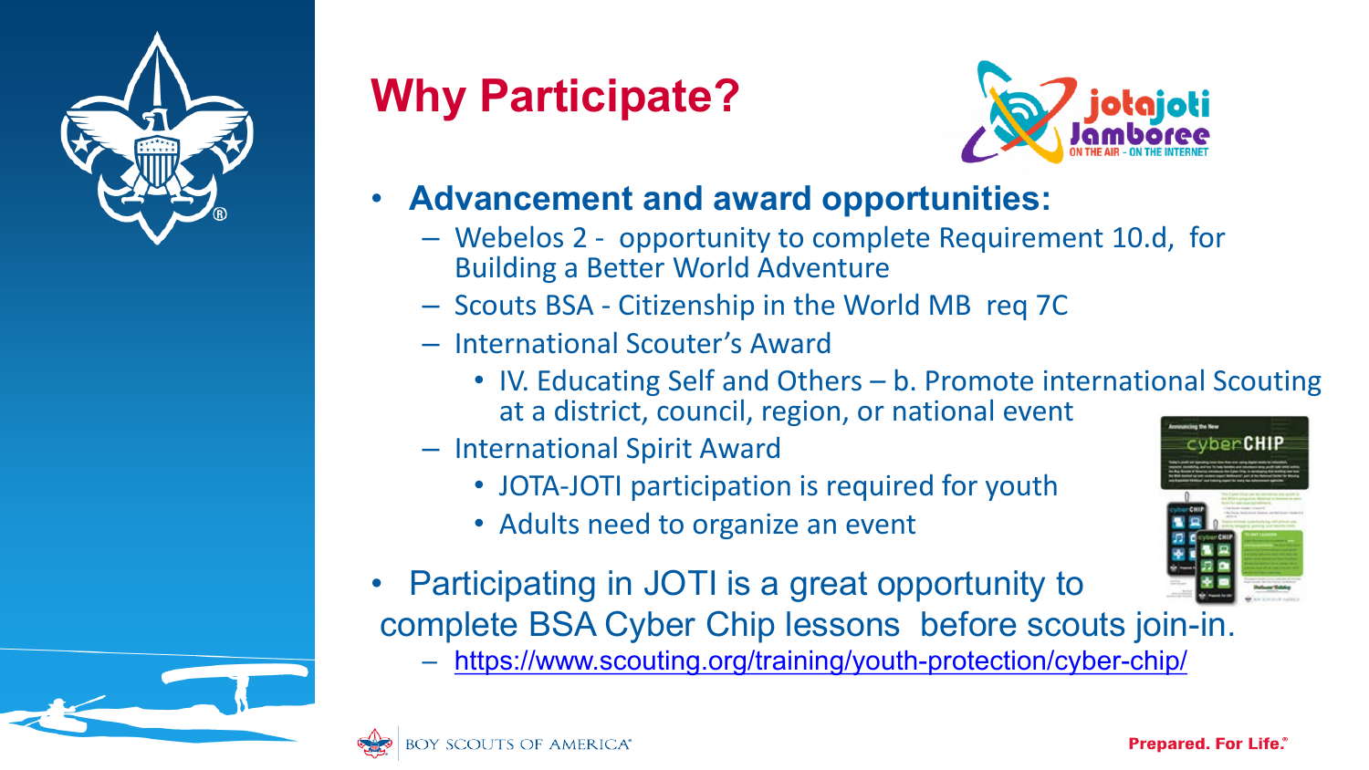# Why Participate?

- **Advancement and award opportunities:**
  - Webelos 2 - opportunity to complete Requirement 10.d, for Building a Better World Adventure
  - Scouts BSA - Citizenship in the World MB req 7C
  - International Scouter's Award
    - IV. Educating Self and Others – b. Promote international Scouting at a district, council, region, or national event
  - International Spirit Award
    - JOTA-JOTI participation is required for youth
    - Adults need to organize an event
- Participating in JOTI is a great opportunity to complete BSA Cyber Chip lessons before scouts join-in.
  - https://www.scouting.org/training/youth-protection/cyber-chip/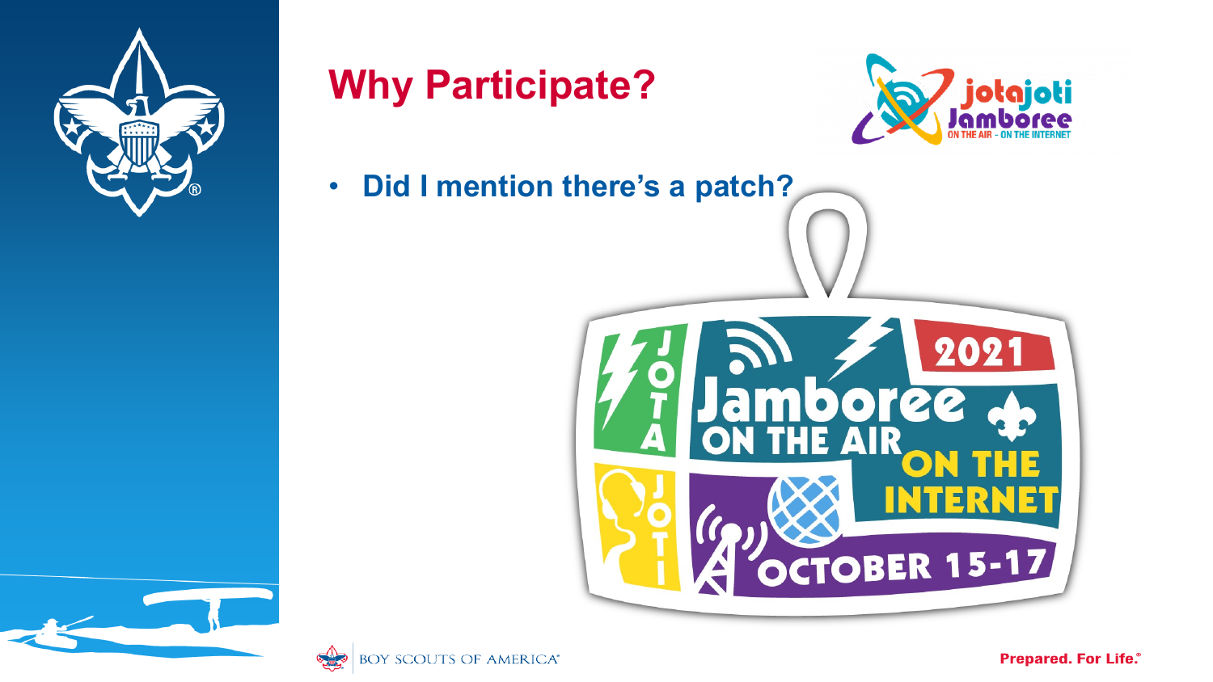# Why Participate?

- **Did I mention there's a patch?**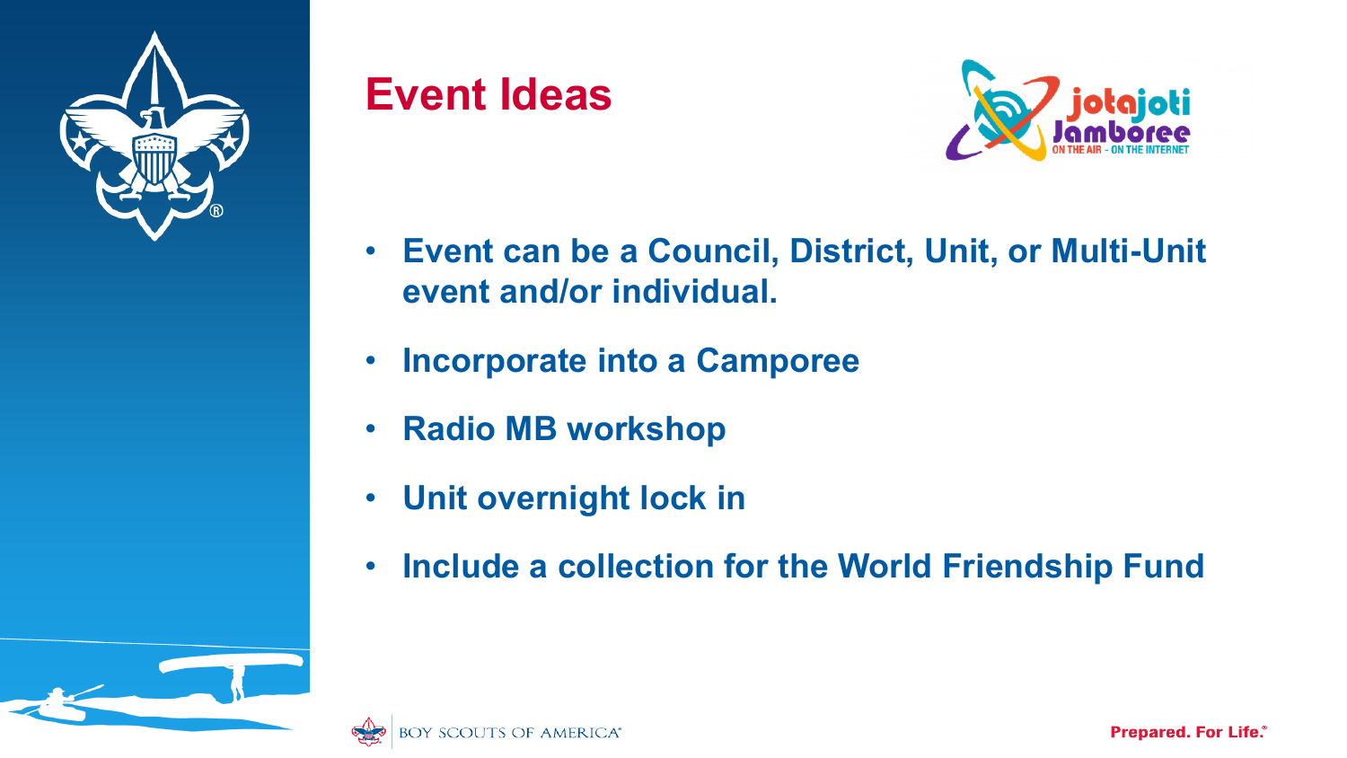# Event Ideas

- Event can be a Council, District, Unit, or Multi-Unit event and/or individual.
- Incorporate into a Camporee
- Radio MB workshop
- Unit overnight lock in
- Include a collection for the World Friendship Fund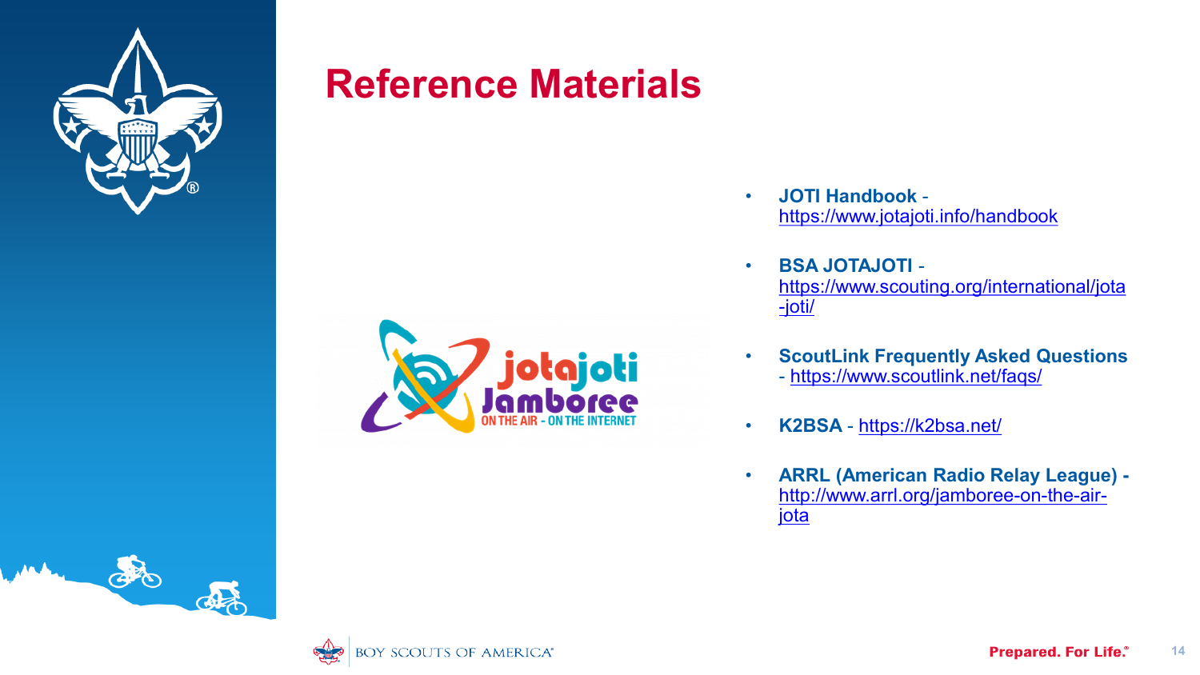# Reference Materials

- **JOTI Handbook** - https://www.jotajoti.info/handbook
- **BSA JOTAJOTI** - https://www.scouting.org/international/jota-joti/
- **ScoutLink Frequently Asked Questions** - https://www.scoutlink.net/faqs/
- **K2BSA** - https://k2bsa.net/
- **ARRL (American Radio Relay League)** - http://www.arrl.org/jamboree-on-the-air-jota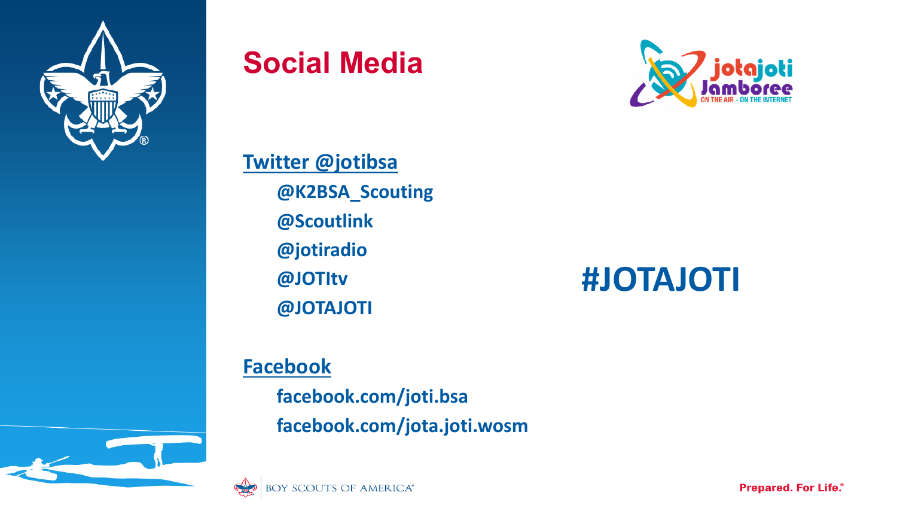# Social Media

**Twitter @jotibsa**

- **@K2BSA_Scouting**
- **@Scoutlink**
- **@jotiradio**
- **@JOTItv**
- **@JOTAJOTI**

**#JOTAJOTI**

**Facebook**

- **facebook.com/joti.bsa**
- **facebook.com/jota.joti.wosm**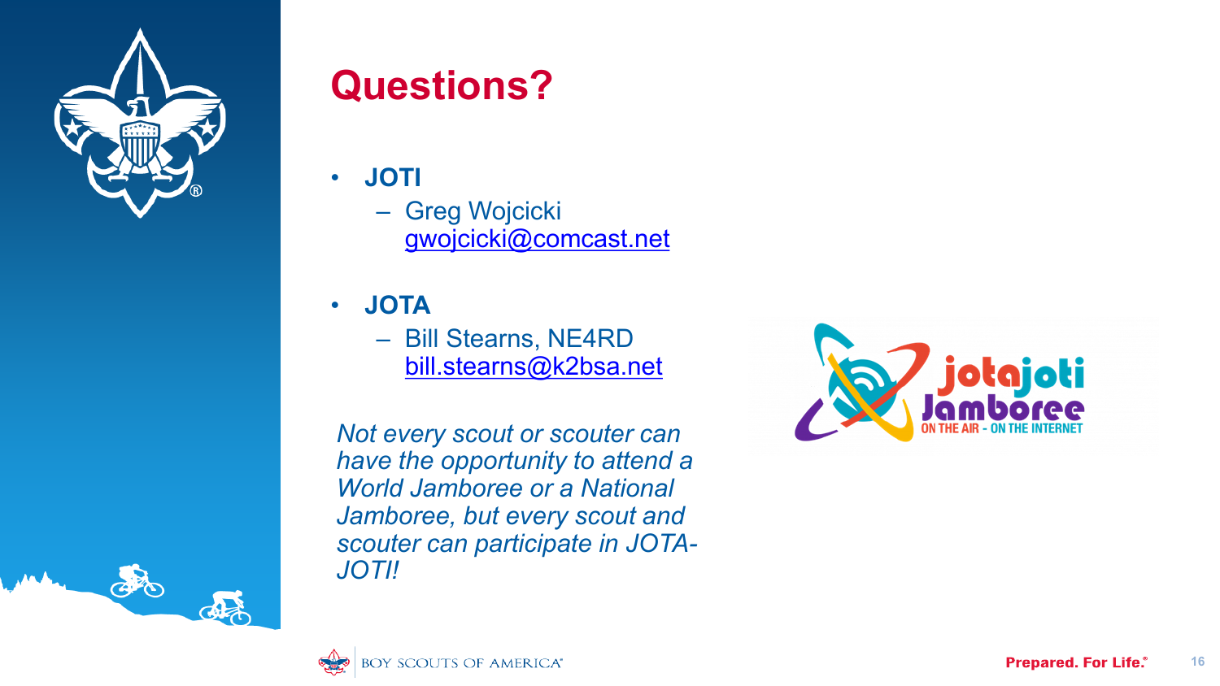# Questions?

- **JOTI**
  - Greg Wojcicki
    gwojcicki@comcast.net
- **JOTA**
  - Bill Stearns, NE4RD
    bill.stearns@k2bsa.net

*Not every scout or scouter can have the opportunity to attend a World Jamboree or a National Jamboree, but every scout and scouter can participate in JOTA-JOTI!*